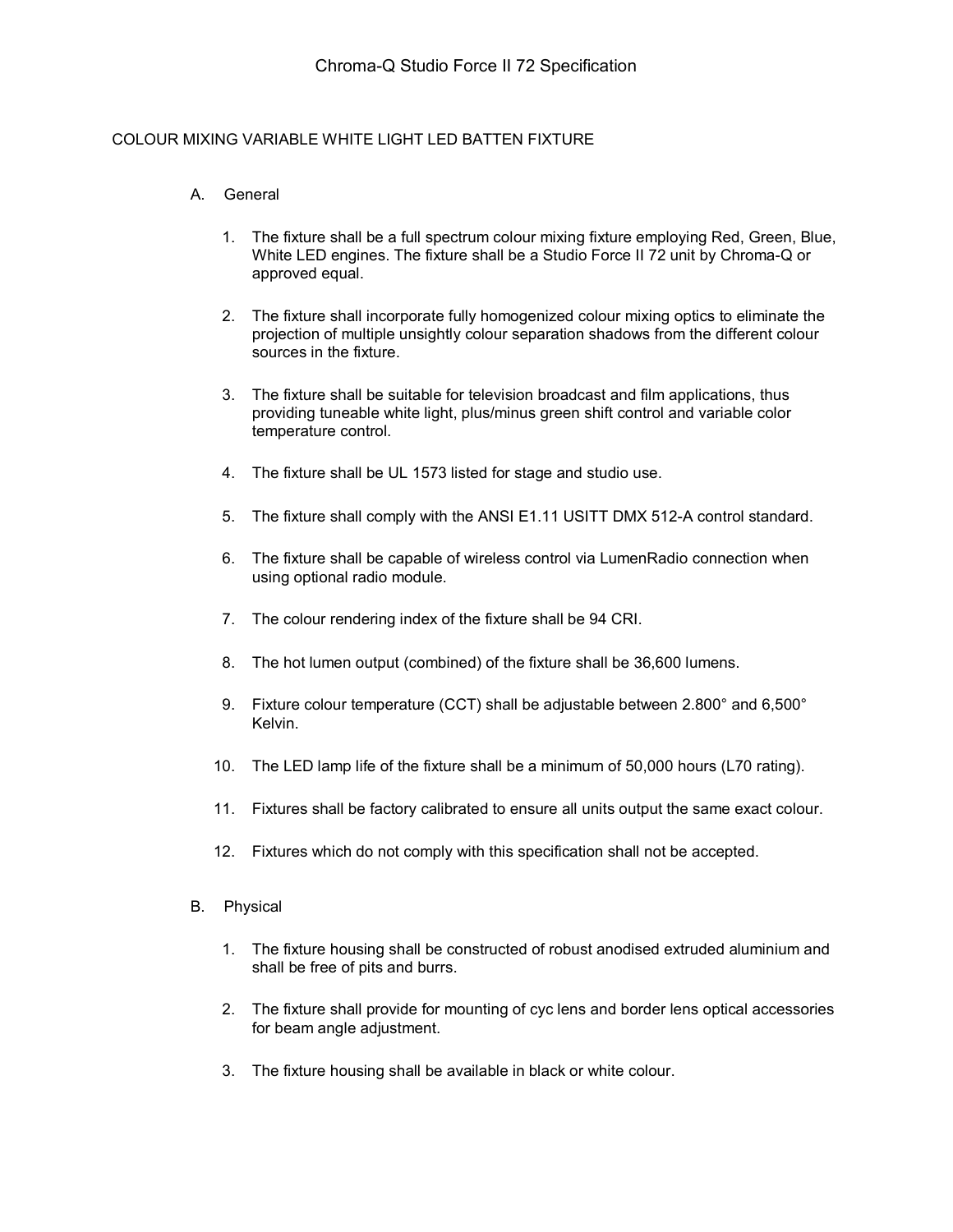# Chroma-Q Studio Force II 72 Specification

## COLOUR MIXING VARIABLE WHITE LIGHT LED BATTEN FIXTURE

### A. General

1. The fixture shall be a full spectrum colour mixing fixture employing Red, Green, Blue, White LED engines. The fixture shall be a Studio Force II 72 unit by Chroma-Q or approved equal.
2. The fixture shall incorporate fully homogenized colour mixing optics to eliminate the projection of multiple unsightly colour separation shadows from the different colour sources in the fixture.
3. The fixture shall be suitable for television broadcast and film applications, thus providing tuneable white light, plus/minus green shift control and variable color temperature control.
4. The fixture shall be UL 1573 listed for stage and studio use.
5. The fixture shall comply with the ANSI E1.11 USITT DMX 512-A control standard.
6. The fixture shall be capable of wireless control via LumenRadio connection when using optional radio module.
7. The colour rendering index of the fixture shall be 94 CRI.
8. The hot lumen output (combined) of the fixture shall be 36,600 lumens.
9. Fixture colour temperature (CCT) shall be adjustable between 2.800° and 6,500° Kelvin.
10. The LED lamp life of the fixture shall be a minimum of 50,000 hours (L70 rating).
11. Fixtures shall be factory calibrated to ensure all units output the same exact colour.
12. Fixtures which do not comply with this specification shall not be accepted.

### B. Physical

1. The fixture housing shall be constructed of robust anodised extruded aluminium and shall be free of pits and burrs.
2. The fixture shall provide for mounting of cyc lens and border lens optical accessories for beam angle adjustment.
3. The fixture housing shall be available in black or white colour.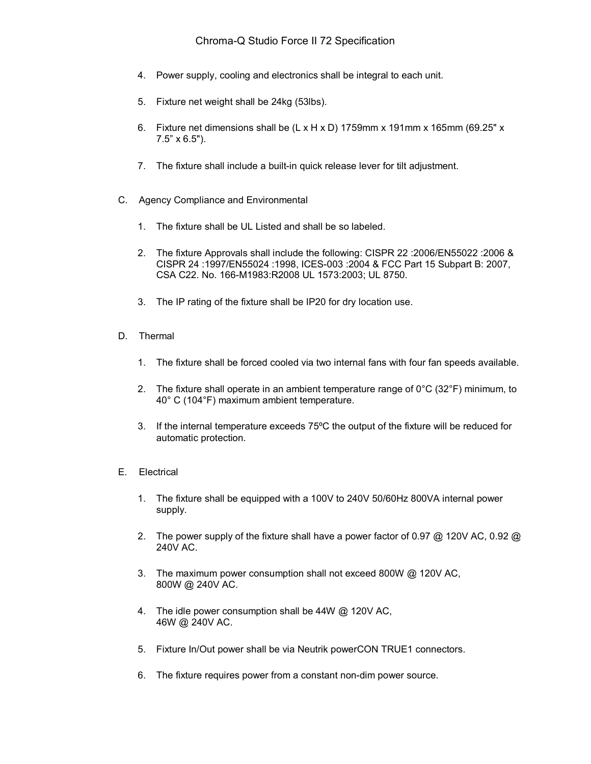4. Power supply, cooling and electronics shall be integral to each unit.

5. Fixture net weight shall be 24kg (53lbs).

6. Fixture net dimensions shall be (L x H x D) 1759mm x 191mm x 165mm (69.25" x 7.5" x 6.5").

7. The fixture shall include a built-in quick release lever for tilt adjustment.

C. Agency Compliance and Environmental

1. The fixture shall be UL Listed and shall be so labeled.

2. The fixture Approvals shall include the following: CISPR 22 :2006/EN55022 :2006 & CISPR 24 :1997/EN55024 :1998, ICES-003 :2004 & FCC Part 15 Subpart B: 2007, CSA C22. No. 166-M1983:R2008 UL 1573:2003; UL 8750.

3. The IP rating of the fixture shall be IP20 for dry location use.

D. Thermal

1. The fixture shall be forced cooled via two internal fans with four fan speeds available.

2. The fixture shall operate in an ambient temperature range of 0°C (32°F) minimum, to 40° C (104°F) maximum ambient temperature.

3. If the internal temperature exceeds 75ºC the output of the fixture will be reduced for automatic protection.

E. Electrical

1. The fixture shall be equipped with a 100V to 240V 50/60Hz 800VA internal power supply.

2. The power supply of the fixture shall have a power factor of 0.97 @ 120V AC, 0.92 @ 240V AC.

3. The maximum power consumption shall not exceed 800W @ 120V AC, 800W @ 240V AC.

4. The idle power consumption shall be 44W @ 120V AC, 46W @ 240V AC.

5. Fixture In/Out power shall be via Neutrik powerCON TRUE1 connectors.

6. The fixture requires power from a constant non-dim power source.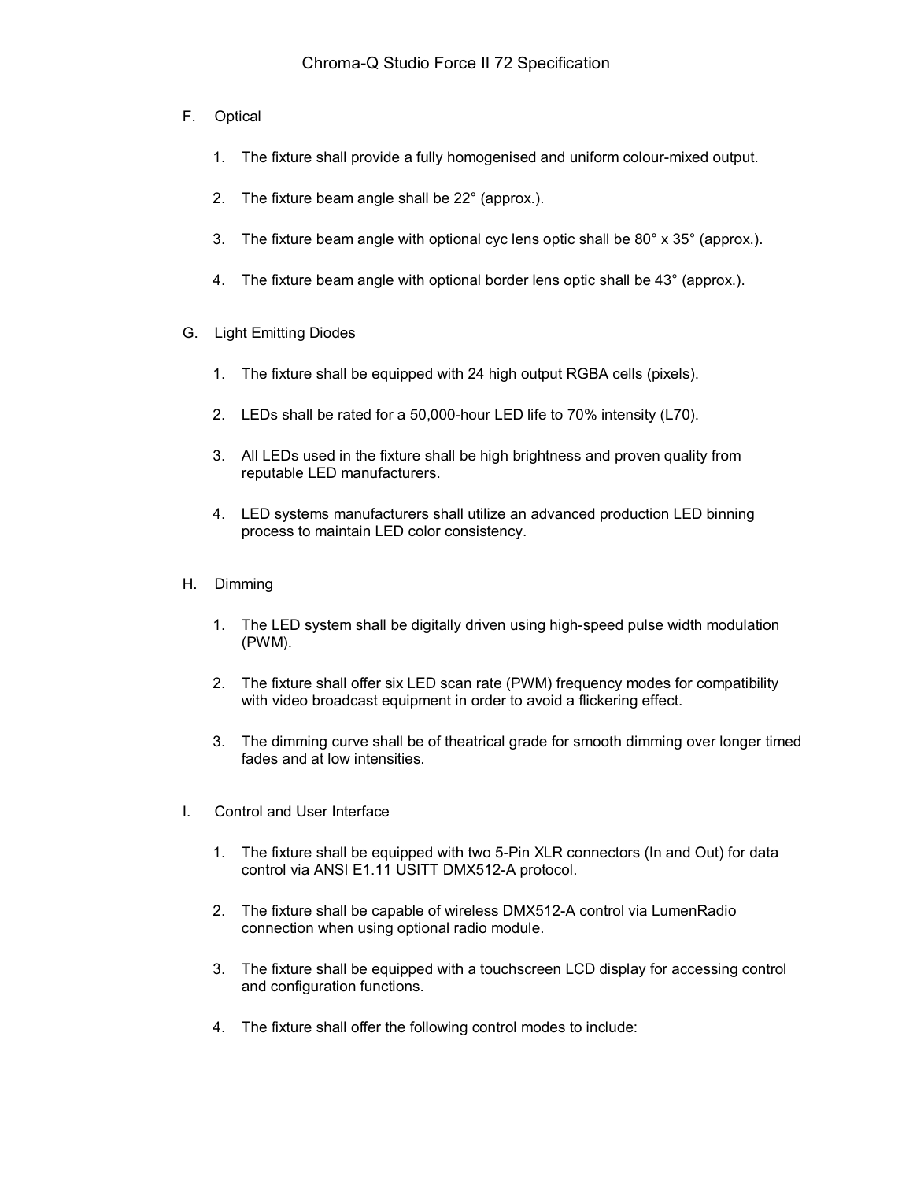F. Optical

1. The fixture shall provide a fully homogenised and uniform colour-mixed output.

2. The fixture beam angle shall be 22° (approx.).

3. The fixture beam angle with optional cyc lens optic shall be 80° x 35° (approx.).

4. The fixture beam angle with optional border lens optic shall be 43° (approx.).

G. Light Emitting Diodes

1. The fixture shall be equipped with 24 high output RGBA cells (pixels).

2. LEDs shall be rated for a 50,000-hour LED life to 70% intensity (L70).

3. All LEDs used in the fixture shall be high brightness and proven quality from reputable LED manufacturers.

4. LED systems manufacturers shall utilize an advanced production LED binning process to maintain LED color consistency.

H. Dimming

1. The LED system shall be digitally driven using high-speed pulse width modulation (PWM).

2. The fixture shall offer six LED scan rate (PWM) frequency modes for compatibility with video broadcast equipment in order to avoid a flickering effect.

3. The dimming curve shall be of theatrical grade for smooth dimming over longer timed fades and at low intensities.

I. Control and User Interface

1. The fixture shall be equipped with two 5-Pin XLR connectors (In and Out) for data control via ANSI E1.11 USITT DMX512-A protocol.

2. The fixture shall be capable of wireless DMX512-A control via LumenRadio connection when using optional radio module.

3. The fixture shall be equipped with a touchscreen LCD display for accessing control and configuration functions.

4. The fixture shall offer the following control modes to include: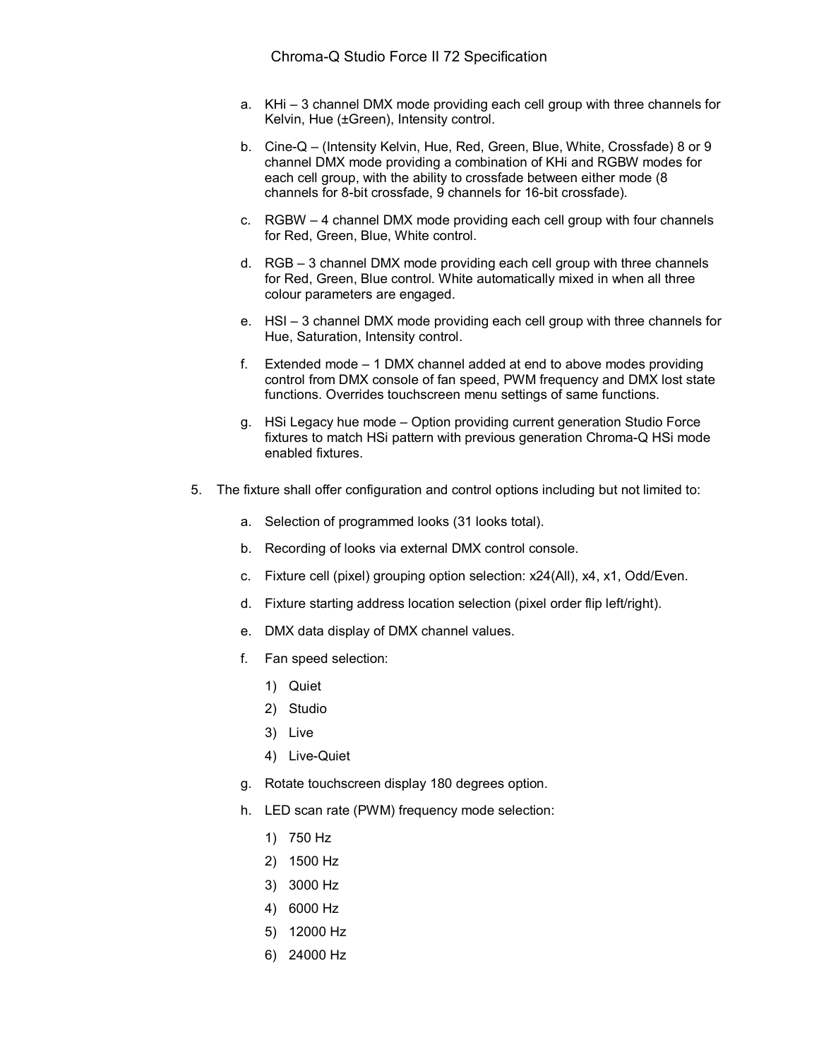a. KHi – 3 channel DMX mode providing each cell group with three channels for Kelvin, Hue (±Green), Intensity control.

   b. Cine-Q – (Intensity Kelvin, Hue, Red, Green, Blue, White, Crossfade) 8 or 9 channel DMX mode providing a combination of KHi and RGBW modes for each cell group, with the ability to crossfade between either mode (8 channels for 8-bit crossfade, 9 channels for 16-bit crossfade).

   c. RGBW – 4 channel DMX mode providing each cell group with four channels for Red, Green, Blue, White control.

   d. RGB – 3 channel DMX mode providing each cell group with three channels for Red, Green, Blue control. White automatically mixed in when all three colour parameters are engaged.

   e. HSI – 3 channel DMX mode providing each cell group with three channels for Hue, Saturation, Intensity control.

   f. Extended mode – 1 DMX channel added at end to above modes providing control from DMX console of fan speed, PWM frequency and DMX lost state functions. Overrides touchscreen menu settings of same functions.

   g. HSi Legacy hue mode – Option providing current generation Studio Force fixtures to match HSi pattern with previous generation Chroma-Q HSi mode enabled fixtures.

5. The fixture shall offer configuration and control options including but not limited to:

   a. Selection of programmed looks (31 looks total).

   b. Recording of looks via external DMX control console.

   c. Fixture cell (pixel) grouping option selection: x24(All), x4, x1, Odd/Even.

   d. Fixture starting address location selection (pixel order flip left/right).

   e. DMX data display of DMX channel values.

   f. Fan speed selection:

      1) Quiet
      2) Studio
      3) Live
      4) Live-Quiet

   g. Rotate touchscreen display 180 degrees option.

   h. LED scan rate (PWM) frequency mode selection:

      1) 750 Hz
      2) 1500 Hz
      3) 3000 Hz
      4) 6000 Hz
      5) 12000 Hz
      6) 24000 Hz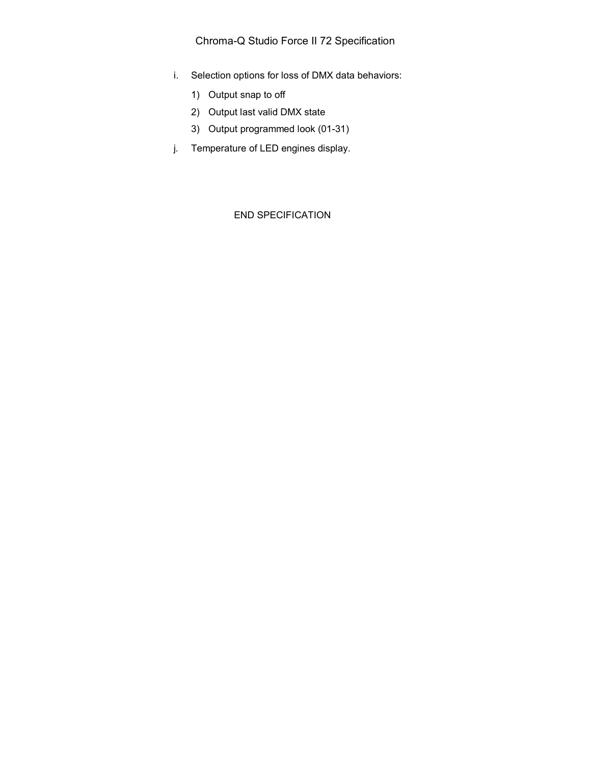i. Selection options for loss of DMX data behaviors:

   1) Output snap to off
   2) Output last valid DMX state
   3) Output programmed look (01-31)

j. Temperature of LED engines display.

END SPECIFICATION